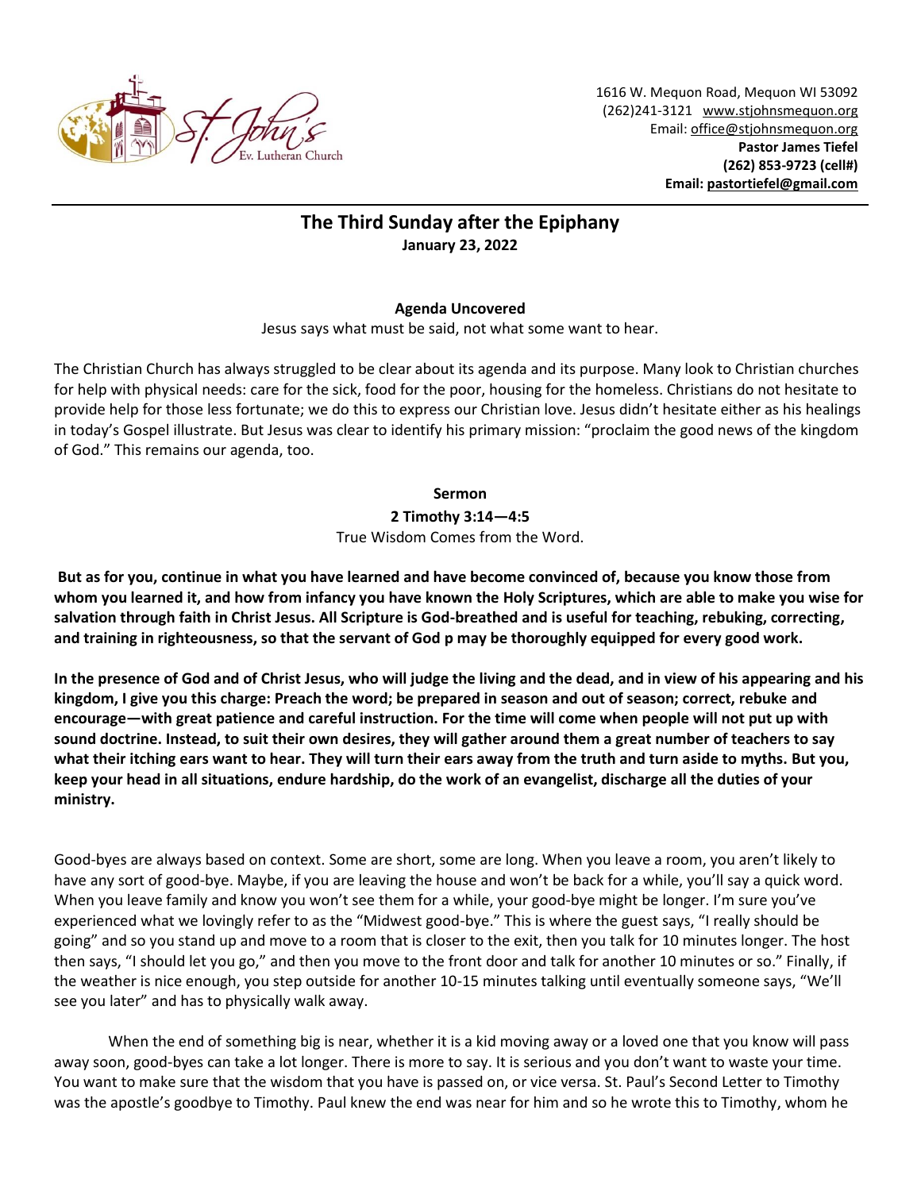1616 W. Mequon Road, Mequon WI 53092
(262)241-3121 www.stjohnsmequon.org
Email: office@stjohnsmequon.org
**Pastor James Tiefel**
**(262) 853-9723 (cell#)**
**Email: pastortiefel@gmail.com**

## The Third Sunday after the Epiphany
**January 23, 2022**

### Agenda Uncovered

Jesus says what must be said, not what some want to hear.

The Christian Church has always struggled to be clear about its agenda and its purpose. Many look to Christian churches for help with physical needs: care for the sick, food for the poor, housing for the homeless. Christians do not hesitate to provide help for those less fortunate; we do this to express our Christian love. Jesus didn't hesitate either as his healings in today's Gospel illustrate. But Jesus was clear to identify his primary mission: "proclaim the good news of the kingdom of God." This remains our agenda, too.

### Sermon
**2 Timothy 3:14—4:5**

True Wisdom Comes from the Word.

**But as for you, continue in what you have learned and have become convinced of, because you know those from whom you learned it, and how from infancy you have known the Holy Scriptures, which are able to make you wise for salvation through faith in Christ Jesus. All Scripture is God-breathed and is useful for teaching, rebuking, correcting, and training in righteousness, so that the servant of God p may be thoroughly equipped for every good work.**

**In the presence of God and of Christ Jesus, who will judge the living and the dead, and in view of his appearing and his kingdom, I give you this charge: Preach the word; be prepared in season and out of season; correct, rebuke and encourage—with great patience and careful instruction. For the time will come when people will not put up with sound doctrine. Instead, to suit their own desires, they will gather around them a great number of teachers to say what their itching ears want to hear. They will turn their ears away from the truth and turn aside to myths. But you, keep your head in all situations, endure hardship, do the work of an evangelist, discharge all the duties of your ministry.**

Good-byes are always based on context. Some are short, some are long. When you leave a room, you aren't likely to have any sort of good-bye. Maybe, if you are leaving the house and won't be back for a while, you'll say a quick word. When you leave family and know you won't see them for a while, your good-bye might be longer. I'm sure you've experienced what we lovingly refer to as the "Midwest good-bye." This is where the guest says, "I really should be going" and so you stand up and move to a room that is closer to the exit, then you talk for 10 minutes longer. The host then says, "I should let you go," and then you move to the front door and talk for another 10 minutes or so." Finally, if the weather is nice enough, you step outside for another 10-15 minutes talking until eventually someone says, "We'll see you later" and has to physically walk away.

When the end of something big is near, whether it is a kid moving away or a loved one that you know will pass away soon, good-byes can take a lot longer. There is more to say. It is serious and you don't want to waste your time. You want to make sure that the wisdom that you have is passed on, or vice versa. St. Paul's Second Letter to Timothy was the apostle's goodbye to Timothy. Paul knew the end was near for him and so he wrote this to Timothy, whom he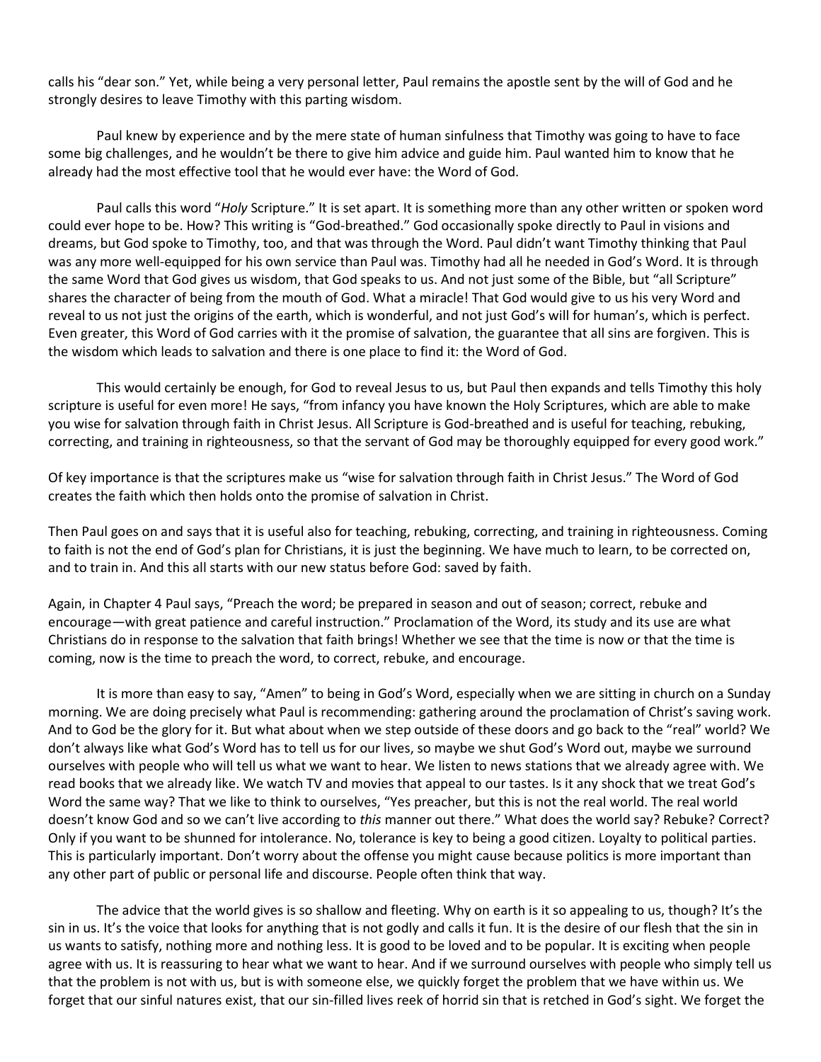calls his "dear son." Yet, while being a very personal letter, Paul remains the apostle sent by the will of God and he strongly desires to leave Timothy with this parting wisdom.

Paul knew by experience and by the mere state of human sinfulness that Timothy was going to have to face some big challenges, and he wouldn't be there to give him advice and guide him. Paul wanted him to know that he already had the most effective tool that he would ever have: the Word of God.

Paul calls this word "*Holy* Scripture." It is set apart. It is something more than any other written or spoken word could ever hope to be. How? This writing is "God-breathed." God occasionally spoke directly to Paul in visions and dreams, but God spoke to Timothy, too, and that was through the Word. Paul didn't want Timothy thinking that Paul was any more well-equipped for his own service than Paul was. Timothy had all he needed in God's Word. It is through the same Word that God gives us wisdom, that God speaks to us. And not just some of the Bible, but "all Scripture" shares the character of being from the mouth of God. What a miracle! That God would give to us his very Word and reveal to us not just the origins of the earth, which is wonderful, and not just God's will for human's, which is perfect. Even greater, this Word of God carries with it the promise of salvation, the guarantee that all sins are forgiven. This is the wisdom which leads to salvation and there is one place to find it: the Word of God.

This would certainly be enough, for God to reveal Jesus to us, but Paul then expands and tells Timothy this holy scripture is useful for even more! He says, "from infancy you have known the Holy Scriptures, which are able to make you wise for salvation through faith in Christ Jesus. All Scripture is God-breathed and is useful for teaching, rebuking, correcting, and training in righteousness, so that the servant of God may be thoroughly equipped for every good work."

Of key importance is that the scriptures make us "wise for salvation through faith in Christ Jesus." The Word of God creates the faith which then holds onto the promise of salvation in Christ.

Then Paul goes on and says that it is useful also for teaching, rebuking, correcting, and training in righteousness. Coming to faith is not the end of God's plan for Christians, it is just the beginning. We have much to learn, to be corrected on, and to train in. And this all starts with our new status before God: saved by faith.

Again, in Chapter 4 Paul says, "Preach the word; be prepared in season and out of season; correct, rebuke and encourage—with great patience and careful instruction." Proclamation of the Word, its study and its use are what Christians do in response to the salvation that faith brings! Whether we see that the time is now or that the time is coming, now is the time to preach the word, to correct, rebuke, and encourage.

It is more than easy to say, "Amen" to being in God's Word, especially when we are sitting in church on a Sunday morning. We are doing precisely what Paul is recommending: gathering around the proclamation of Christ's saving work. And to God be the glory for it. But what about when we step outside of these doors and go back to the "real" world? We don't always like what God's Word has to tell us for our lives, so maybe we shut God's Word out, maybe we surround ourselves with people who will tell us what we want to hear. We listen to news stations that we already agree with. We read books that we already like. We watch TV and movies that appeal to our tastes. Is it any shock that we treat God's Word the same way? That we like to think to ourselves, "Yes preacher, but this is not the real world. The real world doesn't know God and so we can't live according to *this* manner out there." What does the world say? Rebuke? Correct? Only if you want to be shunned for intolerance. No, tolerance is key to being a good citizen. Loyalty to political parties. This is particularly important. Don't worry about the offense you might cause because politics is more important than any other part of public or personal life and discourse. People often think that way.

The advice that the world gives is so shallow and fleeting. Why on earth is it so appealing to us, though? It's the sin in us. It's the voice that looks for anything that is not godly and calls it fun. It is the desire of our flesh that the sin in us wants to satisfy, nothing more and nothing less. It is good to be loved and to be popular. It is exciting when people agree with us. It is reassuring to hear what we want to hear. And if we surround ourselves with people who simply tell us that the problem is not with us, but is with someone else, we quickly forget the problem that we have within us. We forget that our sinful natures exist, that our sin-filled lives reek of horrid sin that is retched in God's sight. We forget the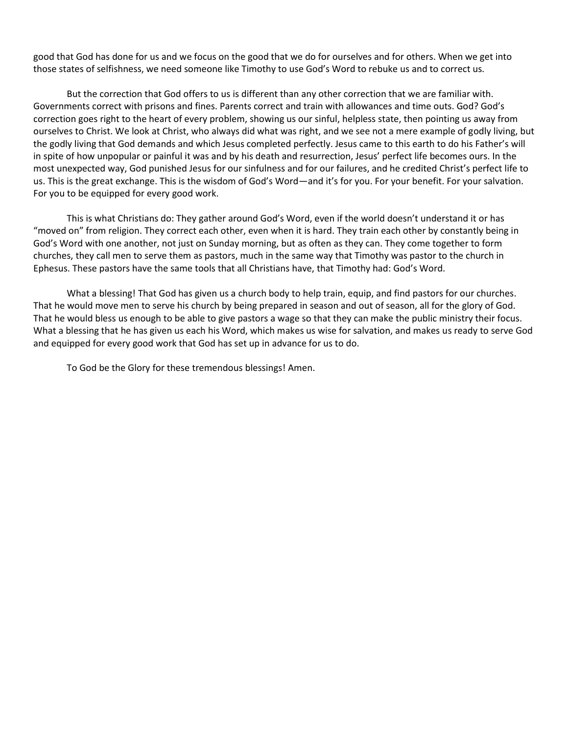good that God has done for us and we focus on the good that we do for ourselves and for others. When we get into those states of selfishness, we need someone like Timothy to use God's Word to rebuke us and to correct us.

But the correction that God offers to us is different than any other correction that we are familiar with. Governments correct with prisons and fines. Parents correct and train with allowances and time outs. God? God's correction goes right to the heart of every problem, showing us our sinful, helpless state, then pointing us away from ourselves to Christ. We look at Christ, who always did what was right, and we see not a mere example of godly living, but the godly living that God demands and which Jesus completed perfectly. Jesus came to this earth to do his Father's will in spite of how unpopular or painful it was and by his death and resurrection, Jesus' perfect life becomes ours. In the most unexpected way, God punished Jesus for our sinfulness and for our failures, and he credited Christ's perfect life to us. This is the great exchange. This is the wisdom of God's Word—and it's for you. For your benefit. For your salvation. For you to be equipped for every good work.

This is what Christians do: They gather around God's Word, even if the world doesn't understand it or has "moved on" from religion. They correct each other, even when it is hard. They train each other by constantly being in God's Word with one another, not just on Sunday morning, but as often as they can. They come together to form churches, they call men to serve them as pastors, much in the same way that Timothy was pastor to the church in Ephesus. These pastors have the same tools that all Christians have, that Timothy had: God's Word.

What a blessing! That God has given us a church body to help train, equip, and find pastors for our churches. That he would move men to serve his church by being prepared in season and out of season, all for the glory of God. That he would bless us enough to be able to give pastors a wage so that they can make the public ministry their focus. What a blessing that he has given us each his Word, which makes us wise for salvation, and makes us ready to serve God and equipped for every good work that God has set up in advance for us to do.

To God be the Glory for these tremendous blessings! Amen.